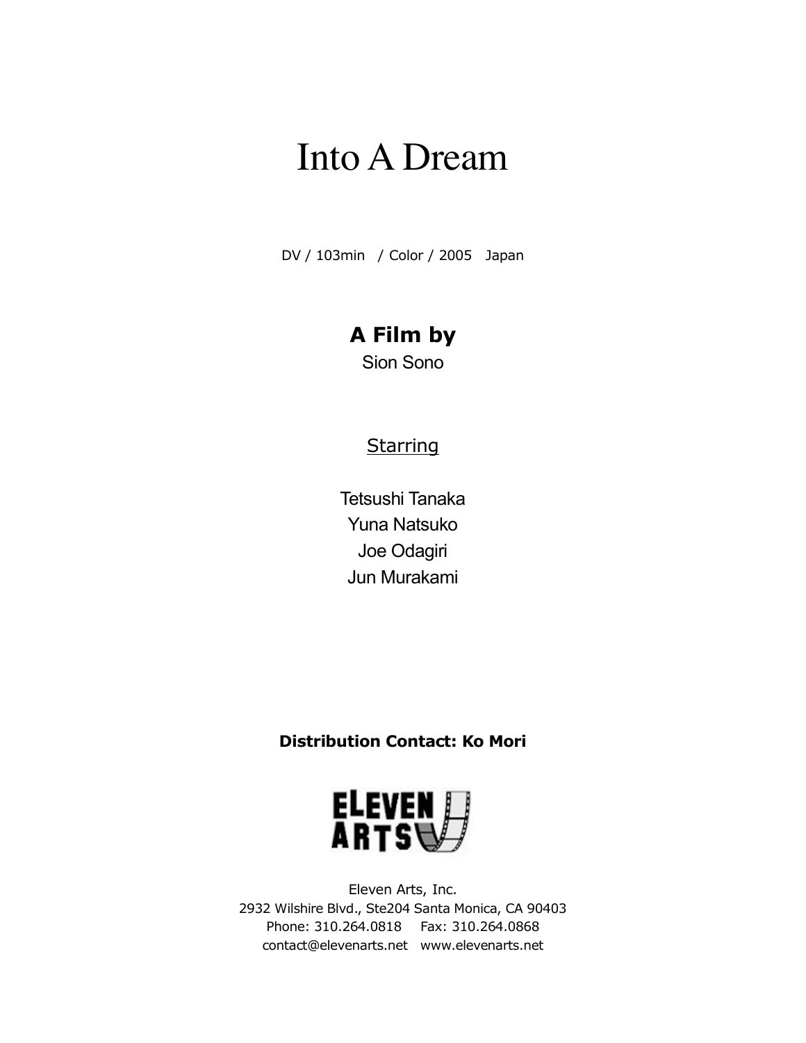# Into A Dream

DV / 103min / Color / 2005 Japan

**A Film by**

Sion Sono

Starring

Tetsushi Tanaka
Yuna Natsuko
Joe Odagiri
Jun Murakami

**Distribution Contact: Ko Mori**

ELEVEN ARTS

Eleven Arts, Inc.
2932 Wilshire Blvd., Ste204 Santa Monica, CA 90403
Phone: 310.264.0818 Fax: 310.264.0868
contact@elevenarts.net www.elevenarts.net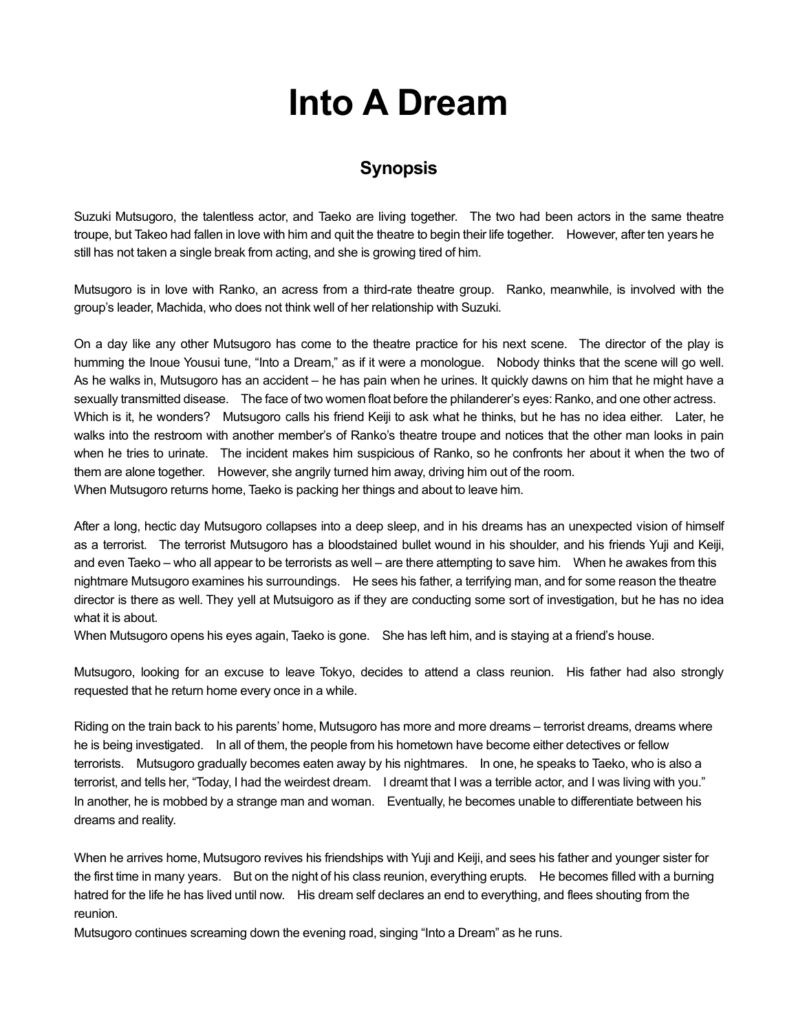# Into A Dream

## Synopsis

Suzuki Mutsugoro, the talentless actor, and Taeko are living together. The two had been actors in the same theatre troupe, but Takeo had fallen in love with him and quit the theatre to begin their life together. However, after ten years he still has not taken a single break from acting, and she is growing tired of him.

Mutsugoro is in love with Ranko, an acress from a third-rate theatre group. Ranko, meanwhile, is involved with the group's leader, Machida, who does not think well of her relationship with Suzuki.

On a day like any other Mutsugoro has come to the theatre practice for his next scene. The director of the play is humming the Inoue Yousui tune, "Into a Dream," as if it were a monologue. Nobody thinks that the scene will go well. As he walks in, Mutsugoro has an accident – he has pain when he urines. It quickly dawns on him that he might have a sexually transmitted disease. The face of two women float before the philanderer's eyes: Ranko, and one other actress. Which is it, he wonders? Mutsugoro calls his friend Keiji to ask what he thinks, but he has no idea either. Later, he walks into the restroom with another member's of Ranko's theatre troupe and notices that the other man looks in pain when he tries to urinate. The incident makes him suspicious of Ranko, so he confronts her about it when the two of them are alone together. However, she angrily turned him away, driving him out of the room.
When Mutsugoro returns home, Taeko is packing her things and about to leave him.

After a long, hectic day Mutsugoro collapses into a deep sleep, and in his dreams has an unexpected vision of himself as a terrorist. The terrorist Mutsugoro has a bloodstained bullet wound in his shoulder, and his friends Yuji and Keiji, and even Taeko – who all appear to be terrorists as well – are there attempting to save him. When he awakes from this nightmare Mutsugoro examines his surroundings. He sees his father, a terrifying man, and for some reason the theatre director is there as well. They yell at Mutsuigoro as if they are conducting some sort of investigation, but he has no idea what it is about.
When Mutsugoro opens his eyes again, Taeko is gone. She has left him, and is staying at a friend's house.

Mutsugoro, looking for an excuse to leave Tokyo, decides to attend a class reunion. His father had also strongly requested that he return home every once in a while.

Riding on the train back to his parents' home, Mutsugoro has more and more dreams – terrorist dreams, dreams where he is being investigated. In all of them, the people from his hometown have become either detectives or fellow terrorists. Mutsugoro gradually becomes eaten away by his nightmares. In one, he speaks to Taeko, who is also a terrorist, and tells her, "Today, I had the weirdest dream. I dreamt that I was a terrible actor, and I was living with you." In another, he is mobbed by a strange man and woman. Eventually, he becomes unable to differentiate between his dreams and reality.

When he arrives home, Mutsugoro revives his friendships with Yuji and Keiji, and sees his father and younger sister for the first time in many years. But on the night of his class reunion, everything erupts. He becomes filled with a burning hatred for the life he has lived until now. His dream self declares an end to everything, and flees shouting from the reunion.
Mutsugoro continues screaming down the evening road, singing "Into a Dream" as he runs.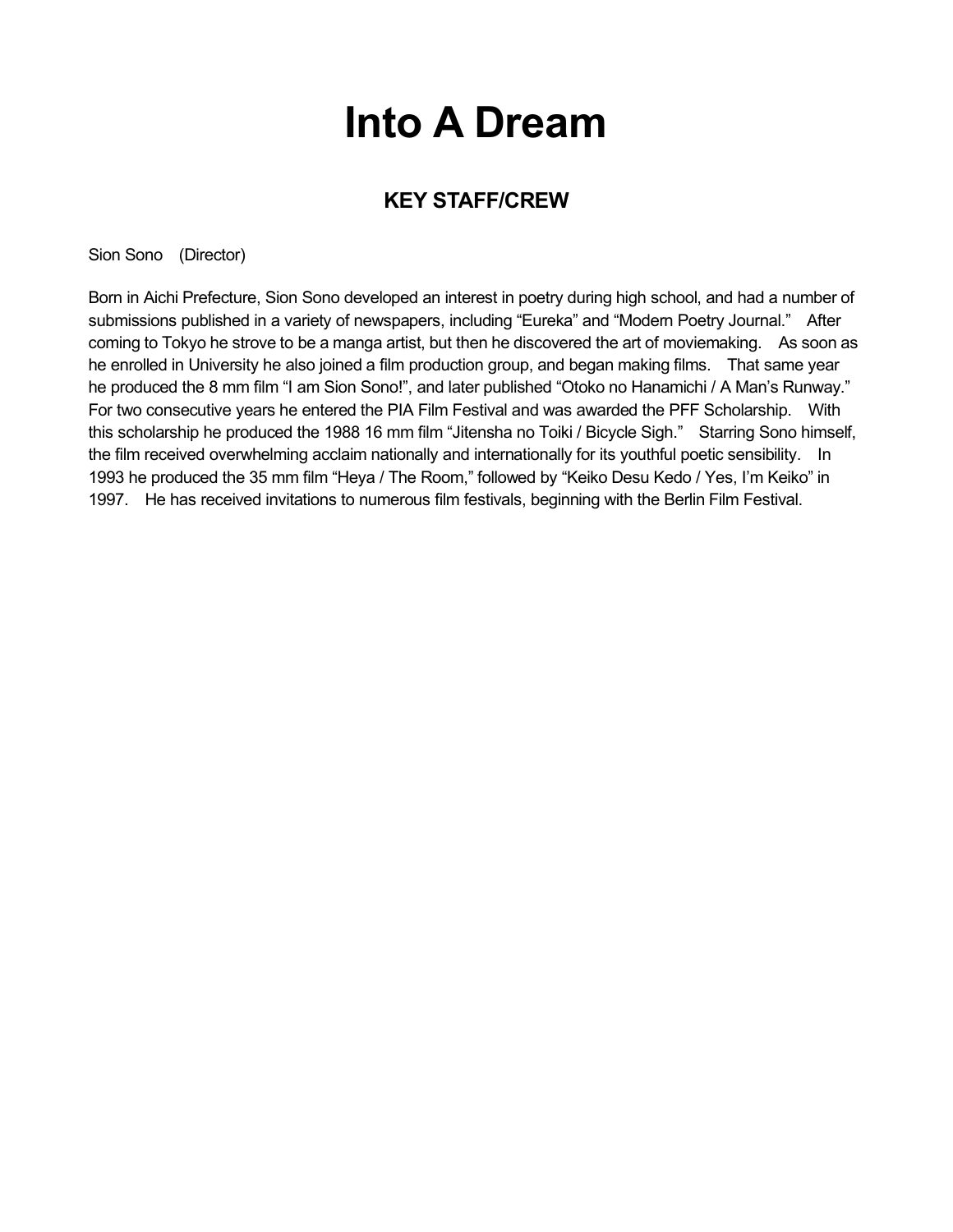# Into A Dream

## KEY STAFF/CREW

Sion Sono (Director)

Born in Aichi Prefecture, Sion Sono developed an interest in poetry during high school, and had a number of submissions published in a variety of newspapers, including "Eureka" and "Modern Poetry Journal." After coming to Tokyo he strove to be a manga artist, but then he discovered the art of moviemaking. As soon as he enrolled in University he also joined a film production group, and began making films. That same year he produced the 8 mm film "I am Sion Sono!", and later published "Otoko no Hanamichi / A Man's Runway." For two consecutive years he entered the PIA Film Festival and was awarded the PFF Scholarship. With this scholarship he produced the 1988 16 mm film "Jitensha no Toiki / Bicycle Sigh." Starring Sono himself, the film received overwhelming acclaim nationally and internationally for its youthful poetic sensibility. In 1993 he produced the 35 mm film "Heya / The Room," followed by "Keiko Desu Kedo / Yes, I'm Keiko" in 1997. He has received invitations to numerous film festivals, beginning with the Berlin Film Festival.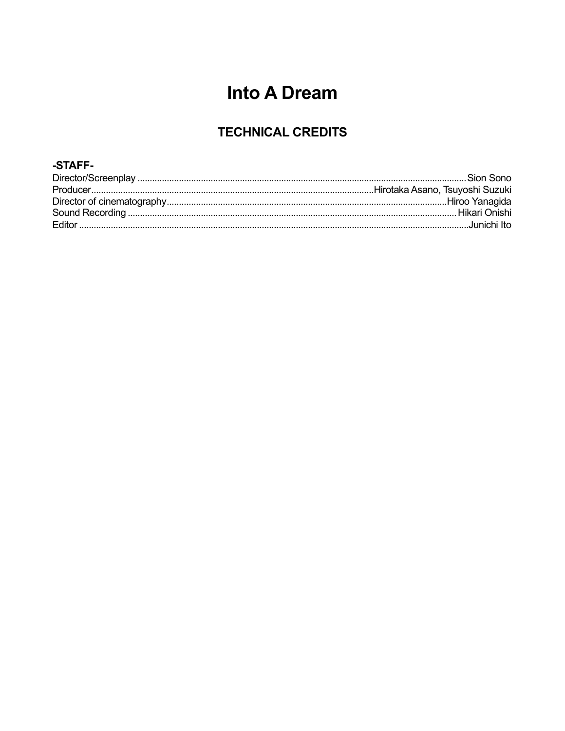# Into A Dream

## TECHNICAL CREDITS

**-STAFF-**

Director/Screenplay .................................................. Sion Sono
Producer.................................................. Hirotaka Asano, Tsuyoshi Suzuki
Director of cinematography.................................................. Hiroo Yanagida
Sound Recording .................................................. Hikari Onishi
Editor .................................................. Junichi Ito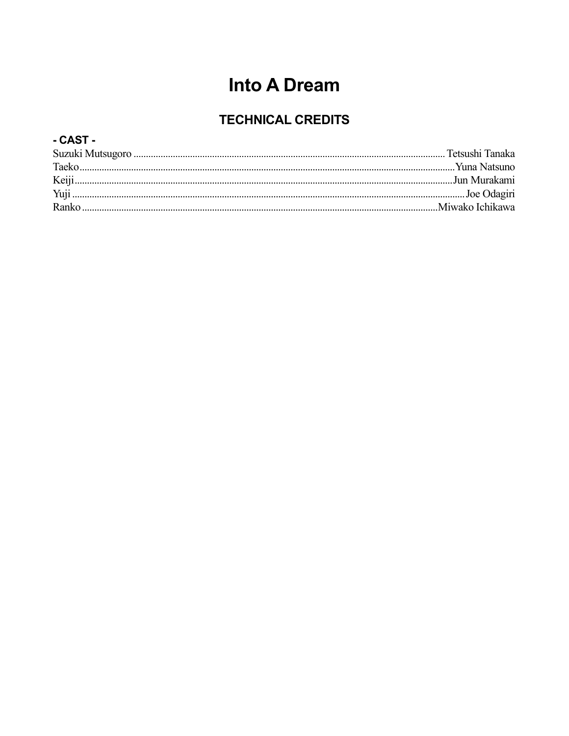# Into A Dream

## TECHNICAL CREDITS

### - CAST -

Suzuki Mutsugoro ........................................ Tetsushi Tanaka
Taeko ........................................ Yuna Natsuno
Keiji ........................................ Jun Murakami
Yuji ........................................ Joe Odagiri
Ranko ........................................ Miwako Ichikawa